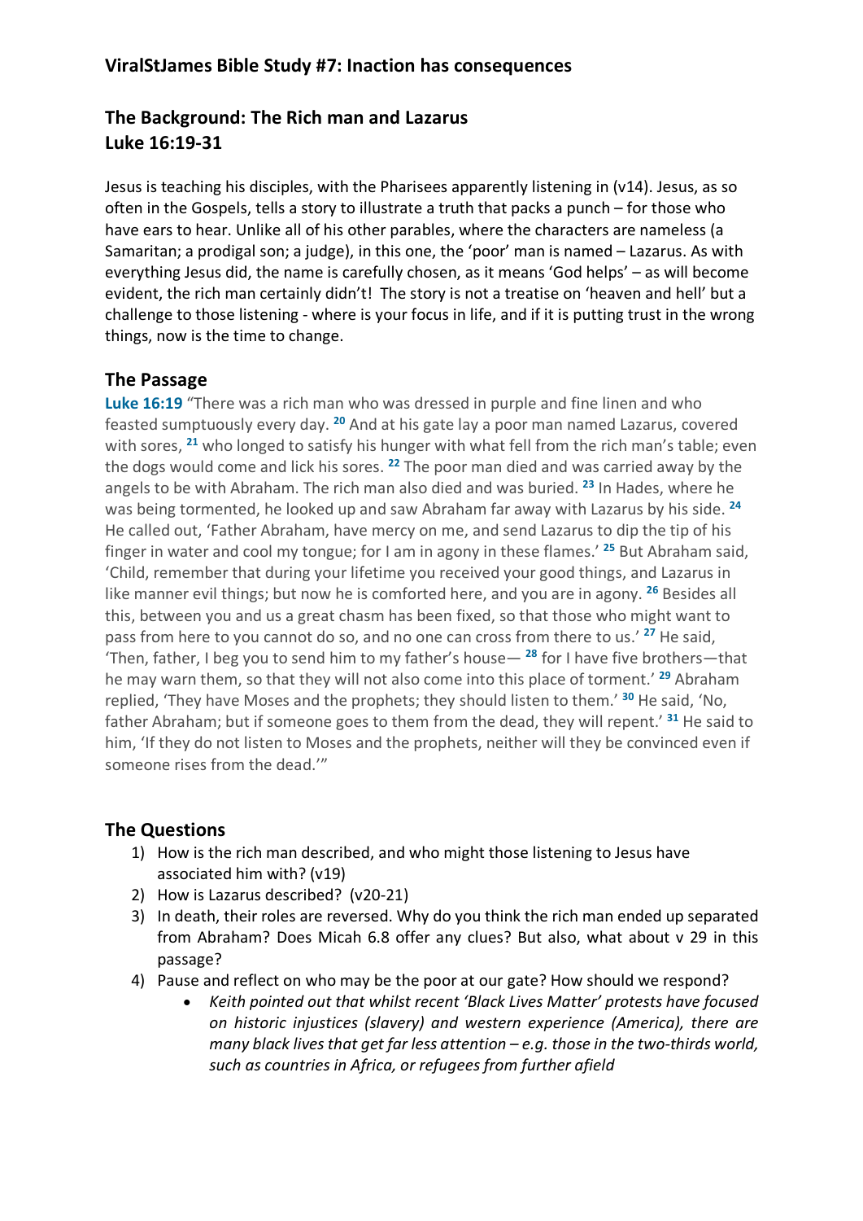## ViralStJames Bible Study #7: Inaction has consequences

## The Background: The Rich man and Lazarus
## Luke 16:19-31

Jesus is teaching his disciples, with the Pharisees apparently listening in (v14). Jesus, as so often in the Gospels, tells a story to illustrate a truth that packs a punch – for those who have ears to hear. Unlike all of his other parables, where the characters are nameless (a Samaritan; a prodigal son; a judge), in this one, the 'poor' man is named – Lazarus. As with everything Jesus did, the name is carefully chosen, as it means 'God helps' – as will become evident, the rich man certainly didn't! The story is not a treatise on 'heaven and hell' but a challenge to those listening - where is your focus in life, and if it is putting trust in the wrong things, now is the time to change.

## The Passage

**Luke 16:19** "There was a rich man who was dressed in purple and fine linen and who feasted sumptuously every day. [20] And at his gate lay a poor man named Lazarus, covered with sores, [21] who longed to satisfy his hunger with what fell from the rich man's table; even the dogs would come and lick his sores. [22] The poor man died and was carried away by the angels to be with Abraham. The rich man also died and was buried. [23] In Hades, where he was being tormented, he looked up and saw Abraham far away with Lazarus by his side. [24] He called out, 'Father Abraham, have mercy on me, and send Lazarus to dip the tip of his finger in water and cool my tongue; for I am in agony in these flames.' [25] But Abraham said, 'Child, remember that during your lifetime you received your good things, and Lazarus in like manner evil things; but now he is comforted here, and you are in agony. [26] Besides all this, between you and us a great chasm has been fixed, so that those who might want to pass from here to you cannot do so, and no one can cross from there to us.' [27] He said, 'Then, father, I beg you to send him to my father's house— [28] for I have five brothers—that he may warn them, so that they will not also come into this place of torment.' [29] Abraham replied, 'They have Moses and the prophets; they should listen to them.' [30] He said, 'No, father Abraham; but if someone goes to them from the dead, they will repent.' [31] He said to him, 'If they do not listen to Moses and the prophets, neither will they be convinced even if someone rises from the dead.'"

## The Questions

1) How is the rich man described, and who might those listening to Jesus have associated him with? (v19)
2) How is Lazarus described? (v20-21)
3) In death, their roles are reversed. Why do you think the rich man ended up separated from Abraham? Does Micah 6.8 offer any clues? But also, what about v 29 in this passage?
4) Pause and reflect on who may be the poor at our gate? How should we respond?
   - *Keith pointed out that whilst recent 'Black Lives Matter' protests have focused on historic injustices (slavery) and western experience (America), there are many black lives that get far less attention – e.g. those in the two-thirds world, such as countries in Africa, or refugees from further afield*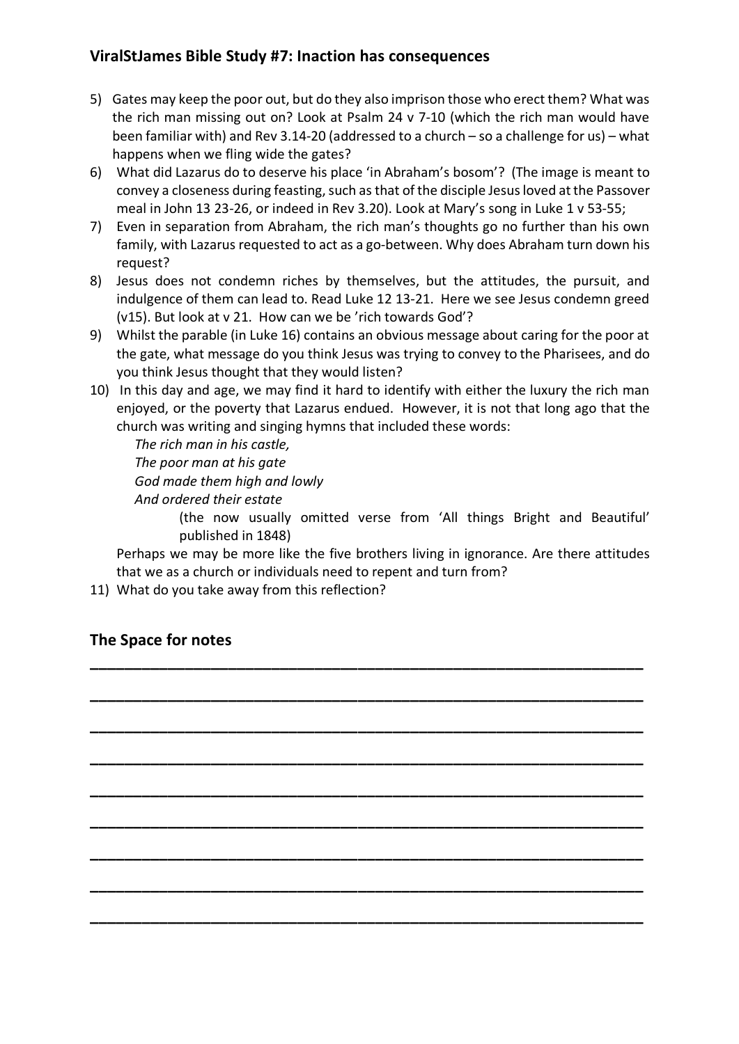## ViralStJames Bible Study #7: Inaction has consequences

5) Gates may keep the poor out, but do they also imprison those who erect them? What was the rich man missing out on? Look at Psalm 24 v 7-10 (which the rich man would have been familiar with) and Rev 3.14-20 (addressed to a church – so a challenge for us) – what happens when we fling wide the gates?
6) What did Lazarus do to deserve his place 'in Abraham's bosom'? (The image is meant to convey a closeness during feasting, such as that of the disciple Jesus loved at the Passover meal in John 13 23-26, or indeed in Rev 3.20). Look at Mary's song in Luke 1 v 53-55;
7) Even in separation from Abraham, the rich man's thoughts go no further than his own family, with Lazarus requested to act as a go-between. Why does Abraham turn down his request?
8) Jesus does not condemn riches by themselves, but the attitudes, the pursuit, and indulgence of them can lead to. Read Luke 12 13-21. Here we see Jesus condemn greed (v15). But look at v 21. How can we be 'rich towards God'?
9) Whilst the parable (in Luke 16) contains an obvious message about caring for the poor at the gate, what message do you think Jesus was trying to convey to the Pharisees, and do you think Jesus thought that they would listen?
10) In this day and age, we may find it hard to identify with either the luxury the rich man enjoyed, or the poverty that Lazarus endued. However, it is not that long ago that the church was writing and singing hymns that included these words:

    *The rich man in his castle,*
    *The poor man at his gate*
    *God made them high and lowly*
    *And ordered their estate*

    (the now usually omitted verse from 'All things Bright and Beautiful' published in 1848)

    Perhaps we may be more like the five brothers living in ignorance. Are there attitudes that we as a church or individuals need to repent and turn from?
11) What do you take away from this reflection?

## The Space for notes

___________________________________________________________________

___________________________________________________________________

___________________________________________________________________

___________________________________________________________________

___________________________________________________________________

___________________________________________________________________

___________________________________________________________________

___________________________________________________________________

___________________________________________________________________